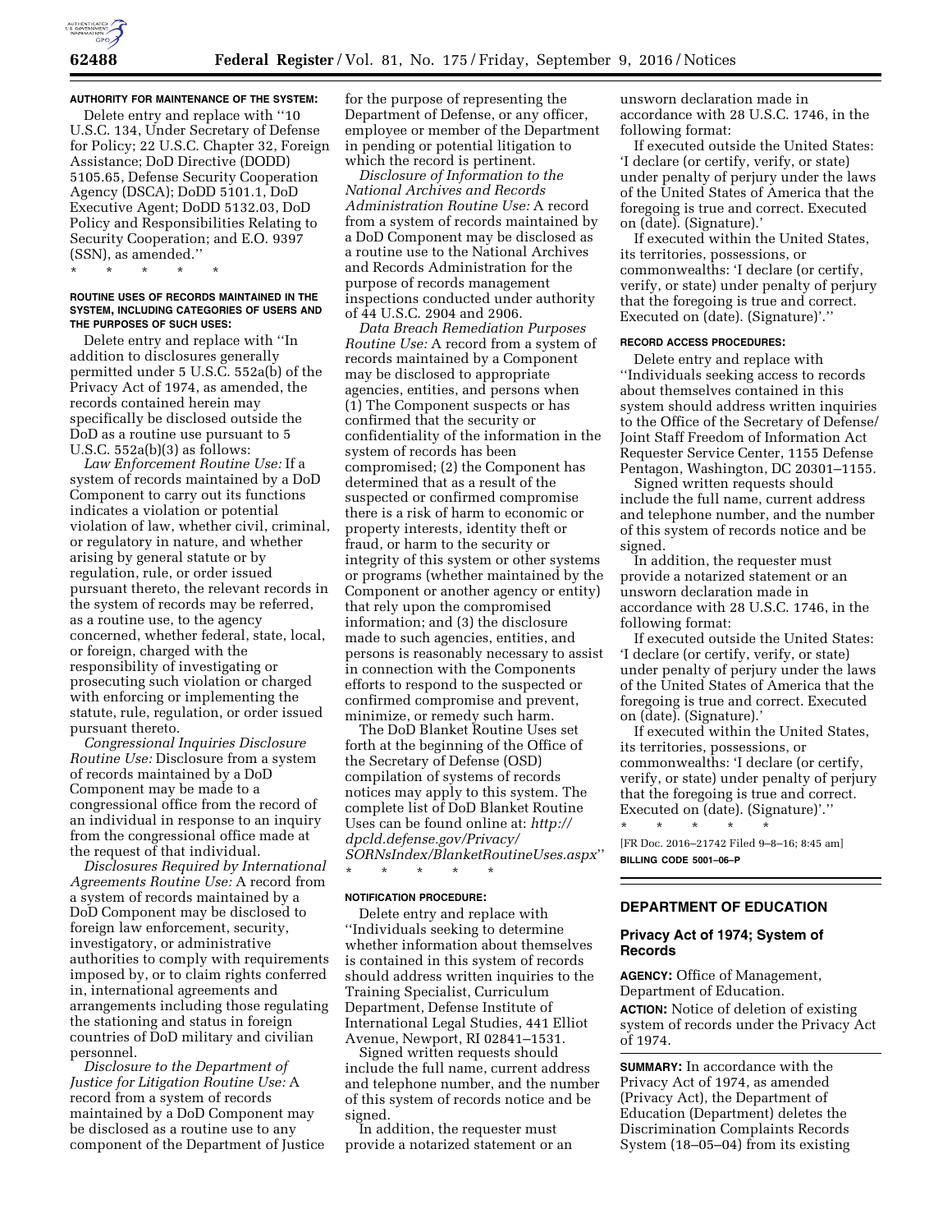**AUTHORITY FOR MAINTENANCE OF THE SYSTEM:**

Delete entry and replace with ''10 U.S.C. 134, Under Secretary of Defense for Policy; 22 U.S.C. Chapter 32, Foreign Assistance; DoD Directive (DODD) 5105.65, Defense Security Cooperation Agency (DSCA); DoDD 5101.1, DoD Executive Agent; DoDD 5132.03, DoD Policy and Responsibilities Relating to Security Cooperation; and E.O. 9397 (SSN), as amended.''

\* \* \* \* \*

**ROUTINE USES OF RECORDS MAINTAINED IN THE SYSTEM, INCLUDING CATEGORIES OF USERS AND THE PURPOSES OF SUCH USES:**

Delete entry and replace with ''In addition to disclosures generally permitted under 5 U.S.C. 552a(b) of the Privacy Act of 1974, as amended, the records contained herein may specifically be disclosed outside the DoD as a routine use pursuant to 5 U.S.C. 552a(b)(3) as follows:

*Law Enforcement Routine Use:* If a system of records maintained by a DoD Component to carry out its functions indicates a violation or potential violation of law, whether civil, criminal, or regulatory in nature, and whether arising by general statute or by regulation, rule, or order issued pursuant thereto, the relevant records in the system of records may be referred, as a routine use, to the agency concerned, whether federal, state, local, or foreign, charged with the responsibility of investigating or prosecuting such violation or charged with enforcing or implementing the statute, rule, regulation, or order issued pursuant thereto.

*Congressional Inquiries Disclosure Routine Use:* Disclosure from a system of records maintained by a DoD Component may be made to a congressional office from the record of an individual in response to an inquiry from the congressional office made at the request of that individual.

*Disclosures Required by International Agreements Routine Use:* A record from a system of records maintained by a DoD Component may be disclosed to foreign law enforcement, security, investigatory, or administrative authorities to comply with requirements imposed by, or to claim rights conferred in, international agreements and arrangements including those regulating the stationing and status in foreign countries of DoD military and civilian personnel.

*Disclosure to the Department of Justice for Litigation Routine Use:* A record from a system of records maintained by a DoD Component may be disclosed as a routine use to any component of the Department of Justice for the purpose of representing the Department of Defense, or any officer, employee or member of the Department in pending or potential litigation to which the record is pertinent.

*Disclosure of Information to the National Archives and Records Administration Routine Use:* A record from a system of records maintained by a DoD Component may be disclosed as a routine use to the National Archives and Records Administration for the purpose of records management inspections conducted under authority of 44 U.S.C. 2904 and 2906.

*Data Breach Remediation Purposes Routine Use:* A record from a system of records maintained by a Component may be disclosed to appropriate agencies, entities, and persons when (1) The Component suspects or has confirmed that the security or confidentiality of the information in the system of records has been compromised; (2) the Component has determined that as a result of the suspected or confirmed compromise there is a risk of harm to economic or property interests, identity theft or fraud, or harm to the security or integrity of this system or other systems or programs (whether maintained by the Component or another agency or entity) that rely upon the compromised information; and (3) the disclosure made to such agencies, entities, and persons is reasonably necessary to assist in connection with the Components efforts to respond to the suspected or confirmed compromise and prevent, minimize, or remedy such harm.

The DoD Blanket Routine Uses set forth at the beginning of the Office of the Secretary of Defense (OSD) compilation of systems of records notices may apply to this system. The complete list of DoD Blanket Routine Uses can be found online at: *http://dpcld.defense.gov/Privacy/SORNsIndex/BlanketRoutineUses.aspx*''

\* \* \* \* \*

**NOTIFICATION PROCEDURE:**

Delete entry and replace with ''Individuals seeking to determine whether information about themselves is contained in this system of records should address written inquiries to the Training Specialist, Curriculum Department, Defense Institute of International Legal Studies, 441 Elliot Avenue, Newport, RI 02841–1531.

Signed written requests should include the full name, current address and telephone number, and the number of this system of records notice and be signed.

In addition, the requester must provide a notarized statement or an unsworn declaration made in accordance with 28 U.S.C. 1746, in the following format:

If executed outside the United States: 'I declare (or certify, verify, or state) under penalty of perjury under the laws of the United States of America that the foregoing is true and correct. Executed on (date). (Signature).'

If executed within the United States, its territories, possessions, or commonwealths: 'I declare (or certify, verify, or state) under penalty of perjury that the foregoing is true and correct. Executed on (date). (Signature)'.''

**RECORD ACCESS PROCEDURES:**

Delete entry and replace with ''Individuals seeking access to records about themselves contained in this system should address written inquiries to the Office of the Secretary of Defense/Joint Staff Freedom of Information Act Requester Service Center, 1155 Defense Pentagon, Washington, DC 20301–1155.

Signed written requests should include the full name, current address and telephone number, and the number of this system of records notice and be signed.

In addition, the requester must provide a notarized statement or an unsworn declaration made in accordance with 28 U.S.C. 1746, in the following format:

If executed outside the United States: 'I declare (or certify, verify, or state) under penalty of perjury under the laws of the United States of America that the foregoing is true and correct. Executed on (date). (Signature).'

If executed within the United States, its territories, possessions, or commonwealths: 'I declare (or certify, verify, or state) under penalty of perjury that the foregoing is true and correct. Executed on (date). (Signature)'.''

\* \* \* \* \*

[FR Doc. 2016–21742 Filed 9–8–16; 8:45 am]

**BILLING CODE 5001–06–P**

## DEPARTMENT OF EDUCATION

### Privacy Act of 1974; System of Records

**AGENCY:** Office of Management, Department of Education.

**ACTION:** Notice of deletion of existing system of records under the Privacy Act of 1974.

**SUMMARY:** In accordance with the Privacy Act of 1974, as amended (Privacy Act), the Department of Education (Department) deletes the Discrimination Complaints Records System (18–05–04) from its existing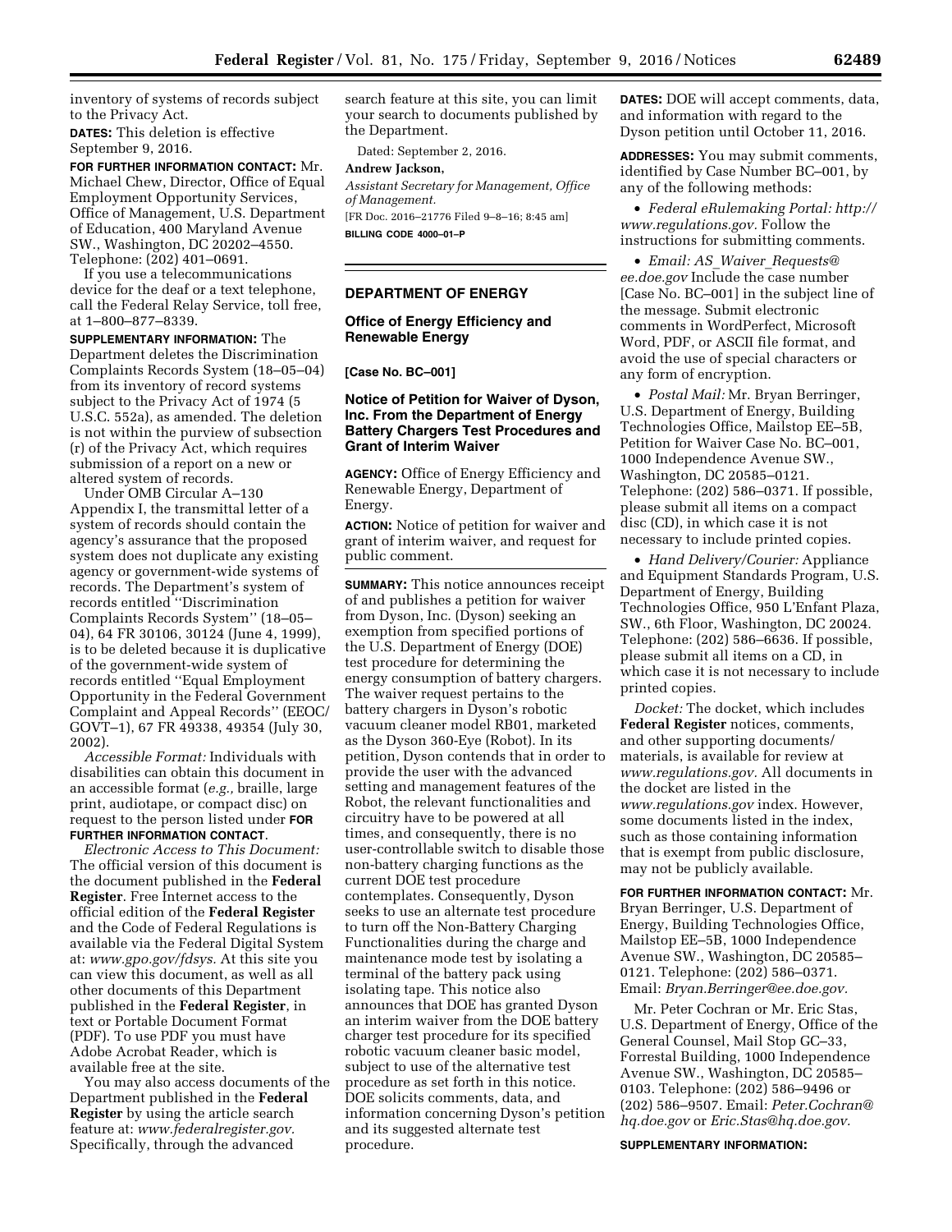inventory of systems of records subject to the Privacy Act.

**DATES:** This deletion is effective September 9, 2016.

**FOR FURTHER INFORMATION CONTACT:** Mr. Michael Chew, Director, Office of Equal Employment Opportunity Services, Office of Management, U.S. Department of Education, 400 Maryland Avenue SW., Washington, DC 20202–4550. Telephone: (202) 401–0691.

If you use a telecommunications device for the deaf or a text telephone, call the Federal Relay Service, toll free, at 1–800–877–8339.

**SUPPLEMENTARY INFORMATION:** The Department deletes the Discrimination Complaints Records System (18–05–04) from its inventory of record systems subject to the Privacy Act of 1974 (5 U.S.C. 552a), as amended. The deletion is not within the purview of subsection (r) of the Privacy Act, which requires submission of a report on a new or altered system of records.

Under OMB Circular A–130 Appendix I, the transmittal letter of a system of records should contain the agency's assurance that the proposed system does not duplicate any existing agency or government-wide systems of records. The Department's system of records entitled ''Discrimination Complaints Records System'' (18–05–04), 64 FR 30106, 30124 (June 4, 1999), is to be deleted because it is duplicative of the government-wide system of records entitled ''Equal Employment Opportunity in the Federal Government Complaint and Appeal Records'' (EEOC/GOVT–1), 67 FR 49338, 49354 (July 30, 2002).

*Accessible Format:* Individuals with disabilities can obtain this document in an accessible format (*e.g.,* braille, large print, audiotape, or compact disc) on request to the person listed under **FOR FURTHER INFORMATION CONTACT**.

*Electronic Access to This Document:* The official version of this document is the document published in the **Federal Register**. Free Internet access to the official edition of the **Federal Register** and the Code of Federal Regulations is available via the Federal Digital System at: *www.gpo.gov/fdsys.* At this site you can view this document, as well as all other documents of this Department published in the **Federal Register**, in text or Portable Document Format (PDF). To use PDF you must have Adobe Acrobat Reader, which is available free at the site.

You may also access documents of the Department published in the **Federal Register** by using the article search feature at: *www.federalregister.gov*. Specifically, through the advanced search feature at this site, you can limit your search to documents published by the Department.

Dated: September 2, 2016.

**Andrew Jackson,**

*Assistant Secretary for Management, Office of Management.*

[FR Doc. 2016–21776 Filed 9–8–16; 8:45 am]

**BILLING CODE 4000–01–P**

## DEPARTMENT OF ENERGY

### Office of Energy Efficiency and Renewable Energy

**[Case No. BC–001]**

### Notice of Petition for Waiver of Dyson, Inc. From the Department of Energy Battery Chargers Test Procedures and Grant of Interim Waiver

**AGENCY:** Office of Energy Efficiency and Renewable Energy, Department of Energy.

**ACTION:** Notice of petition for waiver and grant of interim waiver, and request for public comment.

**SUMMARY:** This notice announces receipt of and publishes a petition for waiver from Dyson, Inc. (Dyson) seeking an exemption from specified portions of the U.S. Department of Energy (DOE) test procedure for determining the energy consumption of battery chargers. The waiver request pertains to the battery chargers in Dyson's robotic vacuum cleaner model RB01, marketed as the Dyson 360-Eye (Robot). In its petition, Dyson contends that in order to provide the user with the advanced setting and management features of the Robot, the relevant functionalities and circuitry have to be powered at all times, and consequently, there is no user-controllable switch to disable those non-battery charging functions as the current DOE test procedure contemplates. Consequently, Dyson seeks to use an alternate test procedure to turn off the Non-Battery Charging Functionalities during the charge and maintenance mode test by isolating a terminal of the battery pack using isolating tape. This notice also announces that DOE has granted Dyson an interim waiver from the DOE battery charger test procedure for its specified robotic vacuum cleaner basic model, subject to use of the alternative test procedure as set forth in this notice. DOE solicits comments, data, and information concerning Dyson's petition and its suggested alternate test procedure.

**DATES:** DOE will accept comments, data, and information with regard to the Dyson petition until October 11, 2016.

**ADDRESSES:** You may submit comments, identified by Case Number BC–001, by any of the following methods:

- *Federal eRulemaking Portal: http://www.regulations.gov.* Follow the instructions for submitting comments.
- *Email: AS_Waiver_Requests@ee.doe.gov* Include the case number [Case No. BC–001] in the subject line of the message. Submit electronic comments in WordPerfect, Microsoft Word, PDF, or ASCII file format, and avoid the use of special characters or any form of encryption.
- *Postal Mail:* Mr. Bryan Berringer, U.S. Department of Energy, Building Technologies Office, Mailstop EE–5B, Petition for Waiver Case No. BC–001, 1000 Independence Avenue SW., Washington, DC 20585–0121. Telephone: (202) 586–0371. If possible, please submit all items on a compact disc (CD), in which case it is not necessary to include printed copies.
- *Hand Delivery/Courier:* Appliance and Equipment Standards Program, U.S. Department of Energy, Building Technologies Office, 950 L'Enfant Plaza, SW., 6th Floor, Washington, DC 20024. Telephone: (202) 586–6636. If possible, please submit all items on a CD, in which case it is not necessary to include printed copies.

*Docket:* The docket, which includes **Federal Register** notices, comments, and other supporting documents/materials, is available for review at *www.regulations.gov.* All documents in the docket are listed in the *www.regulations.gov* index. However, some documents listed in the index, such as those containing information that is exempt from public disclosure, may not be publicly available.

**FOR FURTHER INFORMATION CONTACT:** Mr. Bryan Berringer, U.S. Department of Energy, Building Technologies Office, Mailstop EE–5B, 1000 Independence Avenue SW., Washington, DC 20585–0121. Telephone: (202) 586–0371. Email: *Bryan.Berringer@ee.doe.gov.*

Mr. Peter Cochran or Mr. Eric Stas, U.S. Department of Energy, Office of the General Counsel, Mail Stop GC–33, Forrestal Building, 1000 Independence Avenue SW., Washington, DC 20585–0103. Telephone: (202) 586–9496 or (202) 586–9507. Email: *Peter.Cochran@hq.doe.gov* or *Eric.Stas@hq.doe.gov.*

**SUPPLEMENTARY INFORMATION:**